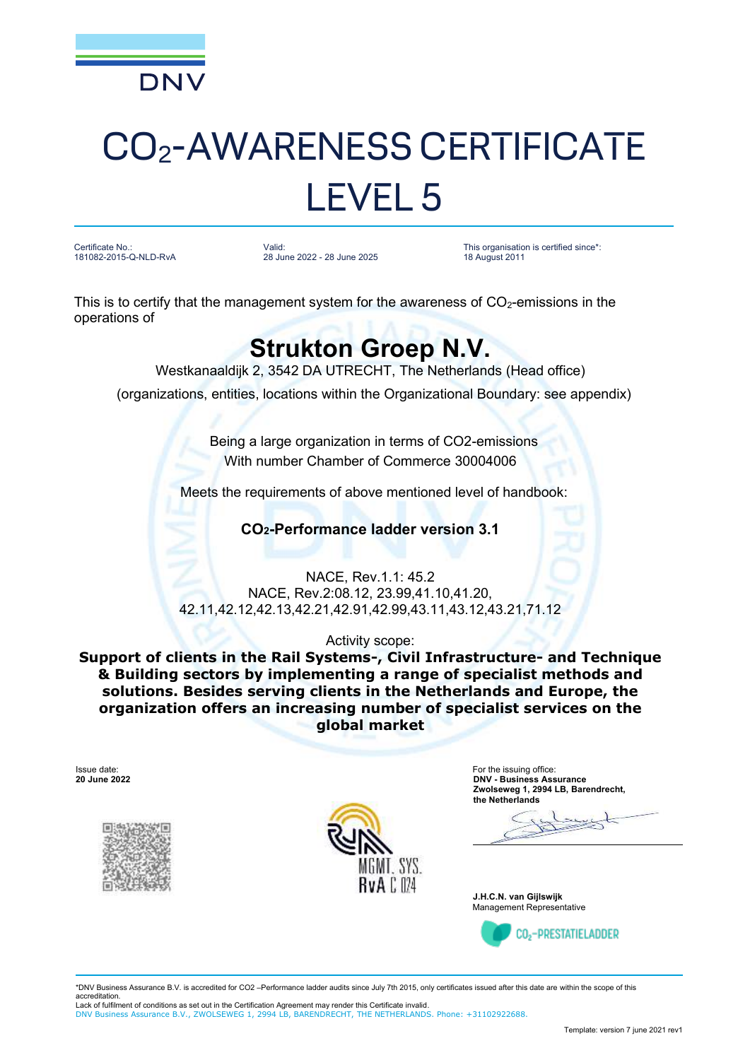DNV

# $CO_2$-AWARENESS CERTIFICATE LEVEL 5

Certificate No.:
181082-2015-Q-NLD-RvA

Valid:
28 June 2022 - 28 June 2025

This organisation is certified since*:
18 August 2011

This is to certify that the management system for the awareness of $CO_2$-emissions in the operations of

## Strukton Groep N.V.

Westkanaaldijk 2, 3542 DA UTRECHT, The Netherlands (Head office)

(organizations, entities, locations within the Organizational Boundary: see appendix)

Being a large organization in terms of CO2-emissions
With number Chamber of Commerce 30004006

Meets the requirements of above mentioned level of handbook:

**$CO_2$-Performance ladder version 3.1**

NACE, Rev.1.1: 45.2
NACE, Rev.2:08.12, 23.99,41.10,41.20,
42.11,42.12,42.13,42.21,42.91,42.99,43.11,43.12,43.21,71.12

Activity scope:
**Support of clients in the Rail Systems-, Civil Infrastructure- and Technique & Building sectors by implementing a range of specialist methods and solutions. Besides serving clients in the Netherlands and Europe, the organization offers an increasing number of specialist services on the global market**

Issue date:
**20 June 2022**

For the issuing office:
**DNV - Business Assurance**
**Zwolseweg 1, 2994 LB, Barendrecht, the Netherlands**

**J.H.C.N. van Gijlswijk**
Management Representative

RvA MGMT. SYS. RvA C 024

$CO_2$-PRESTATIELADDER

*DNV Business Assurance B.V. is accredited for CO2 –Performance ladder audits since July 7th 2015, only certificates issued after this date are within the scope of this accreditation.
Lack of fulfilment of conditions as set out in the Certification Agreement may render this Certificate invalid.
DNV Business Assurance B.V., ZWOLSEWEG 1, 2994 LB, BARENDRECHT, THE NETHERLANDS. Phone: +31102922688.

Template: version 7 june 2021 rev1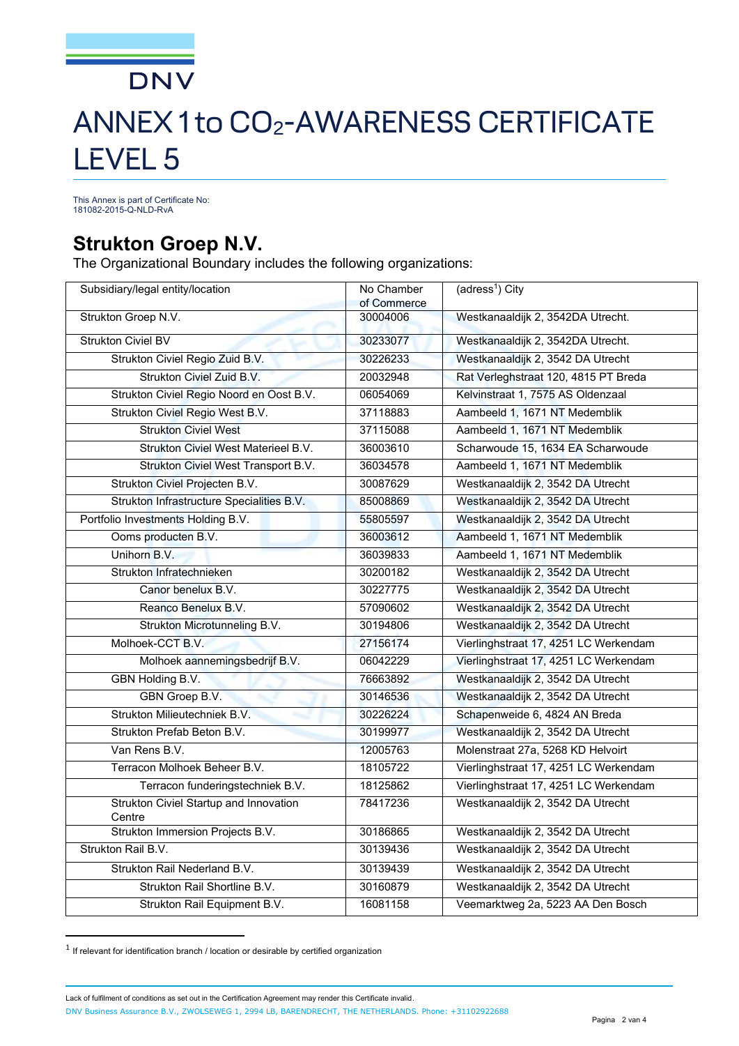# ANNEX 1 to $CO_2$-AWARENESS CERTIFICATE LEVEL 5

This Annex is part of Certificate No:
181082-2015-Q-NLD-RvA

## Strukton Groep N.V.

The Organizational Boundary includes the following organizations:

| Subsidiary/legal entity/location | No Chamber of Commerce | (adress[1]) City |
|---|---|---|
| Strukton Groep N.V. | 30004006 | Westkanaaldijk 2, 3542DA Utrecht. |
| Strukton Civiel BV | 30233077 | Westkanaaldijk 2, 3542DA Utrecht. |
| Strukton Civiel Regio Zuid B.V. | 30226233 | Westkanaaldijk 2, 3542 DA Utrecht |
| Strukton Civiel Zuid B.V. | 20032948 | Rat Verleghstraat 120, 4815 PT Breda |
| Strukton Civiel Regio Noord en Oost B.V. | 06054069 | Kelvinstraat 1, 7575 AS Oldenzaal |
| Strukton Civiel Regio West B.V. | 37118883 | Aambeeld 1, 1671 NT Medemblik |
| Strukton Civiel West | 37115088 | Aambeeld 1, 1671 NT Medemblik |
| Strukton Civiel West Materieel B.V. | 36003610 | Scharwoude 15, 1634 EA Scharwoude |
| Strukton Civiel West Transport B.V. | 36034578 | Aambeeld 1, 1671 NT Medemblik |
| Strukton Civiel Projecten B.V. | 30087629 | Westkanaaldijk 2, 3542 DA Utrecht |
| Strukton Infrastructure Specialities B.V. | 85008869 | Westkanaaldijk 2, 3542 DA Utrecht |
| Portfolio Investments Holding B.V. | 55805597 | Westkanaaldijk 2, 3542 DA Utrecht |
| Ooms producten B.V. | 36003612 | Aambeeld 1, 1671 NT Medemblik |
| Unihorn B.V. | 36039833 | Aambeeld 1, 1671 NT Medemblik |
| Strukton Infratechnieken | 30200182 | Westkanaaldijk 2, 3542 DA Utrecht |
| Canor benelux B.V. | 30227775 | Westkanaaldijk 2, 3542 DA Utrecht |
| Reanco Benelux B.V. | 57090602 | Westkanaaldijk 2, 3542 DA Utrecht |
| Strukton Microtunneling B.V. | 30194806 | Westkanaaldijk 2, 3542 DA Utrecht |
| Molhoek-CCT B.V. | 27156174 | Vierlinghstraat 17, 4251 LC Werkendam |
| Molhoek aannemingsbedrijf B.V. | 06042229 | Vierlinghstraat 17, 4251 LC Werkendam |
| GBN Holding B.V. | 76663892 | Westkanaaldijk 2, 3542 DA Utrecht |
| GBN Groep B.V. | 30146536 | Westkanaaldijk 2, 3542 DA Utrecht |
| Strukton Milieutechniek B.V. | 30226224 | Schapenweide 6, 4824 AN Breda |
| Strukton Prefab Beton B.V. | 30199977 | Westkanaaldijk 2, 3542 DA Utrecht |
| Van Rens B.V. | 12005763 | Molenstraat 27a, 5268 KD Helvoirt |
| Terracon Molhoek Beheer B.V. | 18105722 | Vierlinghstraat 17, 4251 LC Werkendam |
| Terracon funderingstechniek B.V. | 18125862 | Vierlinghstraat 17, 4251 LC Werkendam |
| Strukton Civiel Startup and Innovation Centre | 78417236 | Westkanaaldijk 2, 3542 DA Utrecht |
| Strukton Immersion Projects B.V. | 30186865 | Westkanaaldijk 2, 3542 DA Utrecht |
| Strukton Rail B.V. | 30139436 | Westkanaaldijk 2, 3542 DA Utrecht |
| Strukton Rail Nederland B.V. | 30139439 | Westkanaaldijk 2, 3542 DA Utrecht |
| Strukton Rail Shortline B.V. | 30160879 | Westkanaaldijk 2, 3542 DA Utrecht |
| Strukton Rail Equipment B.V. | 16081158 | Veemarktweg 2a, 5223 AA Den Bosch |

[1] If relevant for identification branch / location or desirable by certified organization

Lack of fulfilment of conditions as set out in the Certification Agreement may render this Certificate invalid.
DNV Business Assurance B.V., ZWOLSEWEG 1, 2994 LB, BARENDRECHT, THE NETHERLANDS. Phone: +31102922688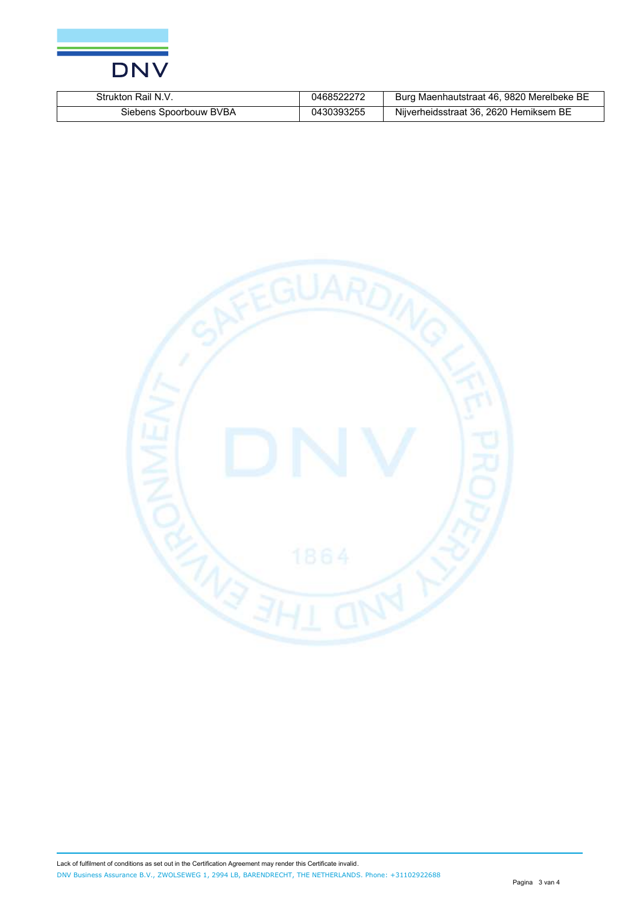| Strukton Rail N.V. | 0468522272 | Burg Maenhautstraat 46, 9820 Merelbeke BE |
|---|---|---|
| Siebens Spoorbouw BVBA | 0430393255 | Nijverheidsstraat 36, 2620 Hemiksem BE |

Lack of fulfilment of conditions as set out in the Certification Agreement may render this Certificate invalid.

DNV Business Assurance B.V., ZWOLSEWEG 1, 2994 LB, BARENDRECHT, THE NETHERLANDS. Phone: +31102922688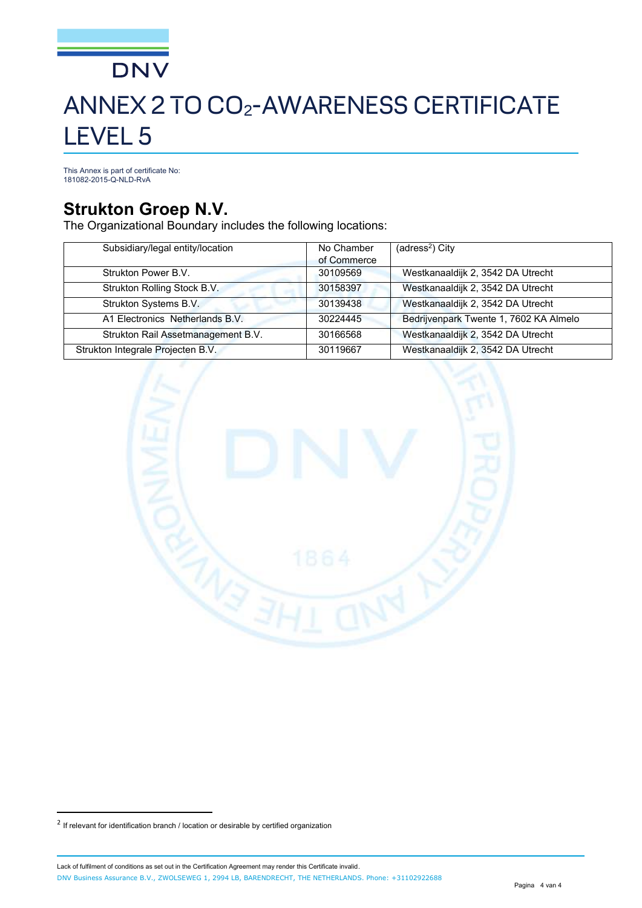# ANNEX 2 TO $CO_2$-AWARENESS CERTIFICATE LEVEL 5

This Annex is part of certificate No:
181082-2015-Q-NLD-RvA

## Strukton Groep N.V.

The Organizational Boundary includes the following locations:

| Subsidiary/legal entity/location | No Chamber of Commerce | (adress[2]) City |
|---|---|---|
| Strukton Power B.V. | 30109569 | Westkanaaldijk 2, 3542 DA Utrecht |
| Strukton Rolling Stock B.V. | 30158397 | Westkanaaldijk 2, 3542 DA Utrecht |
| Strukton Systems B.V. | 30139438 | Westkanaaldijk 2, 3542 DA Utrecht |
| A1 Electronics Netherlands B.V. | 30224445 | Bedrijvenpark Twente 1, 7602 KA Almelo |
| Strukton Rail Assetmanagement B.V. | 30166568 | Westkanaaldijk 2, 3542 DA Utrecht |
| Strukton Integrale Projecten B.V. | 30119667 | Westkanaaldijk 2, 3542 DA Utrecht |

[2] If relevant for identification branch / location or desirable by certified organization

Lack of fulfilment of conditions as set out in the Certification Agreement may render this Certificate invalid.

DNV Business Assurance B.V., ZWOLSEWEG 1, 2994 LB, BARENDRECHT, THE NETHERLANDS. Phone: +31102922688